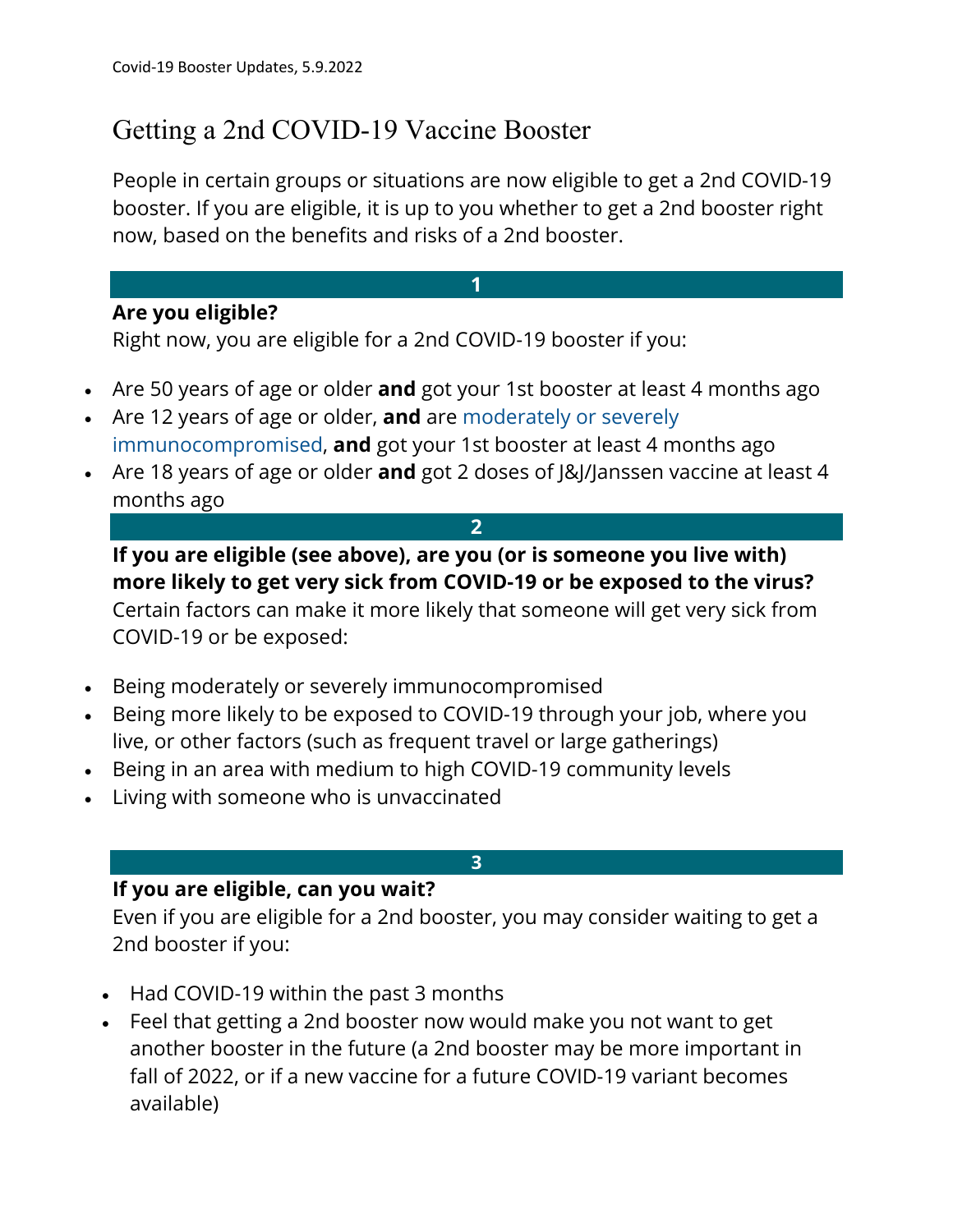Covid-19 Booster Updates, 5.9.2022

# Getting a 2nd COVID-19 Vaccine Booster

People in certain groups or situations are now eligible to get a 2nd COVID-19 booster. If you are eligible, it is up to you whether to get a 2nd booster right now, based on the benefits and risks of a 2nd booster.

## 1

**Are you eligible?**

Right now, you are eligible for a 2nd COVID-19 booster if you:

- Are 50 years of age or older **and** got your 1st booster at least 4 months ago
- Are 12 years of age or older, **and** are moderately or severely immunocompromised, **and** got your 1st booster at least 4 months ago
- Are 18 years of age or older **and** got 2 doses of J&J/Janssen vaccine at least 4 months ago

## 2

**If you are eligible (see above), are you (or is someone you live with) more likely to get very sick from COVID-19 or be exposed to the virus?**

Certain factors can make it more likely that someone will get very sick from COVID-19 or be exposed:

- Being moderately or severely immunocompromised
- Being more likely to be exposed to COVID-19 through your job, where you live, or other factors (such as frequent travel or large gatherings)
- Being in an area with medium to high COVID-19 community levels
- Living with someone who is unvaccinated

## 3

**If you are eligible, can you wait?**

Even if you are eligible for a 2nd booster, you may consider waiting to get a 2nd booster if you:

- Had COVID-19 within the past 3 months
- Feel that getting a 2nd booster now would make you not want to get another booster in the future (a 2nd booster may be more important in fall of 2022, or if a new vaccine for a future COVID-19 variant becomes available)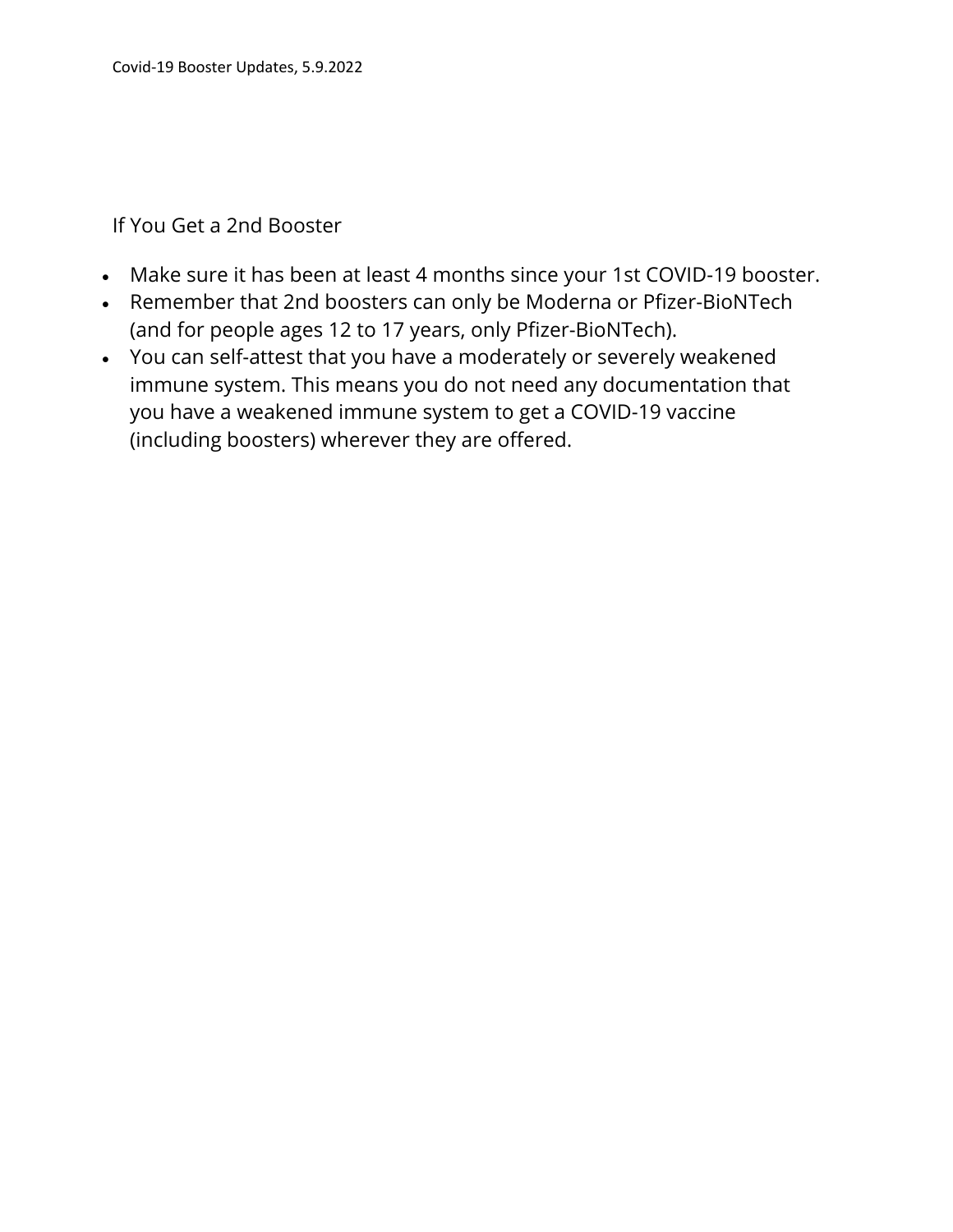## If You Get a 2nd Booster

- Make sure it has been at least 4 months since your 1st COVID-19 booster.
- Remember that 2nd boosters can only be Moderna or Pfizer-BioNTech (and for people ages 12 to 17 years, only Pfizer-BioNTech).
- You can self-attest that you have a moderately or severely weakened immune system. This means you do not need any documentation that you have a weakened immune system to get a COVID-19 vaccine (including boosters) wherever they are offered.